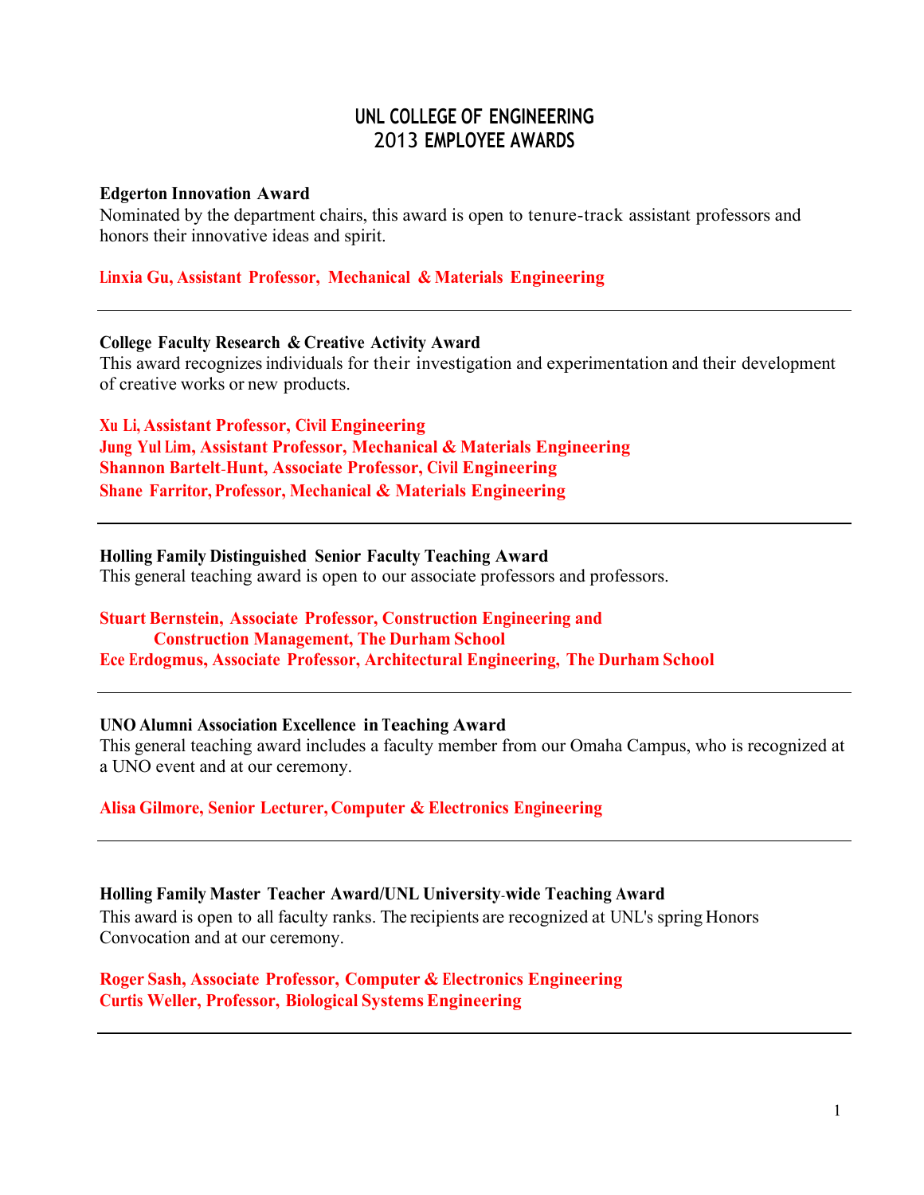# UNL COLLEGE OF ENGINEERING
# 2013 EMPLOYEE AWARDS

**Edgerton Innovation Award**

Nominated by the department chairs, this award is open to tenure-track assistant professors and honors their innovative ideas and spirit.

**Linxia Gu, Assistant Professor, Mechanical & Materials Engineering**

---

**College Faculty Research & Creative Activity Award**

This award recognizes individuals for their investigation and experimentation and their development of creative works or new products.

**Xu Li, Assistant Professor, Civil Engineering**
**Jung Yul Lim, Assistant Professor, Mechanical & Materials Engineering**
**Shannon Bartelt-Hunt, Associate Professor, Civil Engineering**
**Shane Farritor, Professor, Mechanical & Materials Engineering**

---

**Holling Family Distinguished Senior Faculty Teaching Award**

This general teaching award is open to our associate professors and professors.

**Stuart Bernstein, Associate Professor, Construction Engineering and Construction Management, The Durham School**
**Ece Erdogmus, Associate Professor, Architectural Engineering, The Durham School**

---

**UNO Alumni Association Excellence in Teaching Award**

This general teaching award includes a faculty member from our Omaha Campus, who is recognized at a UNO event and at our ceremony.

**Alisa Gilmore, Senior Lecturer, Computer & Electronics Engineering**

---

**Holling Family Master Teacher Award/UNL University-wide Teaching Award**

This award is open to all faculty ranks. The recipients are recognized at UNL's spring Honors Convocation and at our ceremony.

**Roger Sash, Associate Professor, Computer & Electronics Engineering**
**Curtis Weller, Professor, Biological Systems Engineering**

---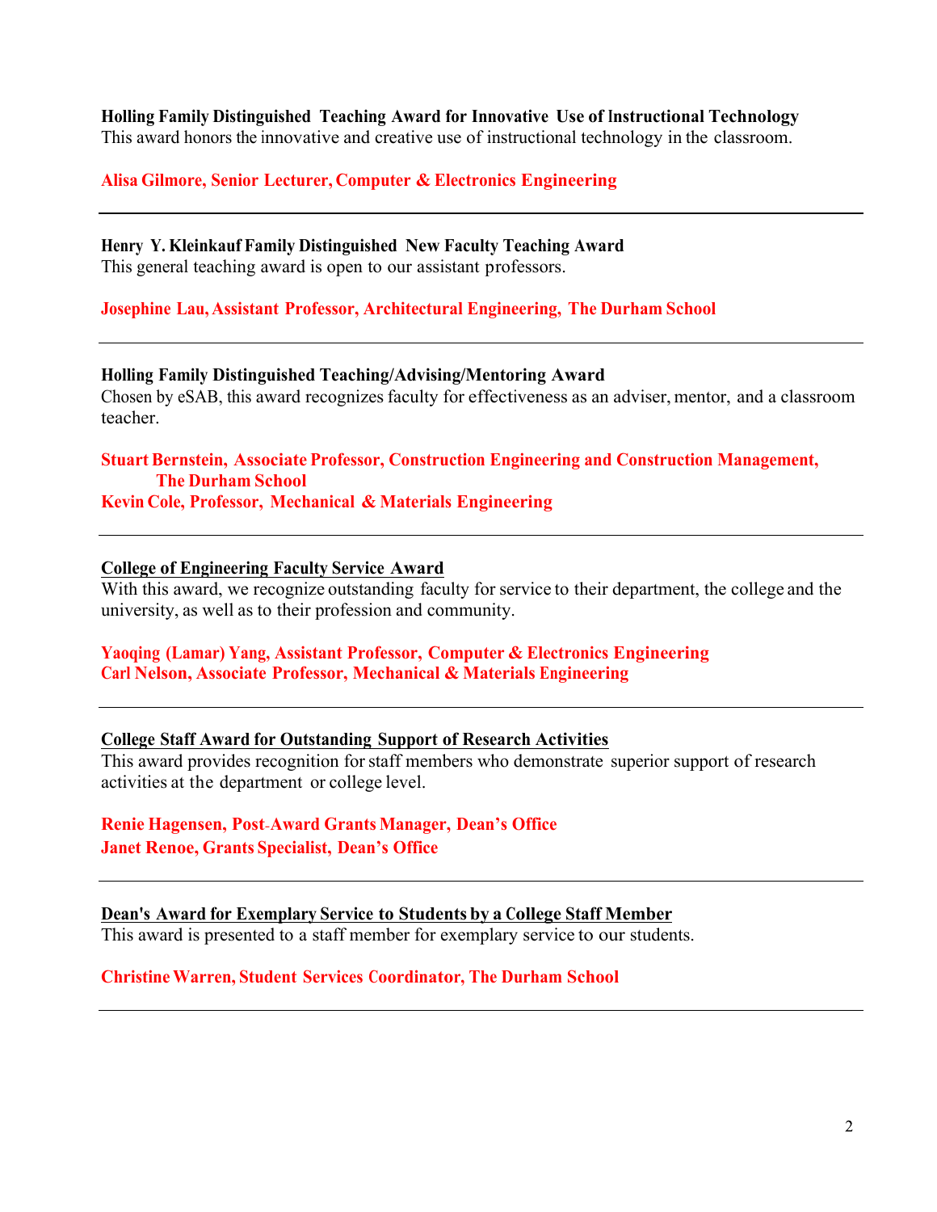**Holling Family Distinguished Teaching Award for Innovative Use of Instructional Technology**
This award honors the innovative and creative use of instructional technology in the classroom.

**Alisa Gilmore, Senior Lecturer, Computer & Electronics Engineering**

---

**Henry Y. Kleinkauf Family Distinguished New Faculty Teaching Award**
This general teaching award is open to our assistant professors.

**Josephine Lau, Assistant Professor, Architectural Engineering, The Durham School**

---

**Holling Family Distinguished Teaching/Advising/Mentoring Award**
Chosen by eSAB, this award recognizes faculty for effectiveness as an adviser, mentor, and a classroom teacher.

**Stuart Bernstein, Associate Professor, Construction Engineering and Construction Management, The Durham School**
**Kevin Cole, Professor, Mechanical & Materials Engineering**

---

**College of Engineering Faculty Service Award**
With this award, we recognize outstanding faculty for service to their department, the college and the university, as well as to their profession and community.

**Yaoqing (Lamar) Yang, Assistant Professor, Computer & Electronics Engineering**
**Carl Nelson, Associate Professor, Mechanical & Materials Engineering**

---

**College Staff Award for Outstanding Support of Research Activities**
This award provides recognition for staff members who demonstrate superior support of research activities at the department or college level.

**Renie Hagensen, Post-Award Grants Manager, Dean's Office**
**Janet Renoe, Grants Specialist, Dean's Office**

---

**Dean's Award for Exemplary Service to Students by a College Staff Member**
This award is presented to a staff member for exemplary service to our students.

**Christine Warren, Student Services Coordinator, The Durham School**

---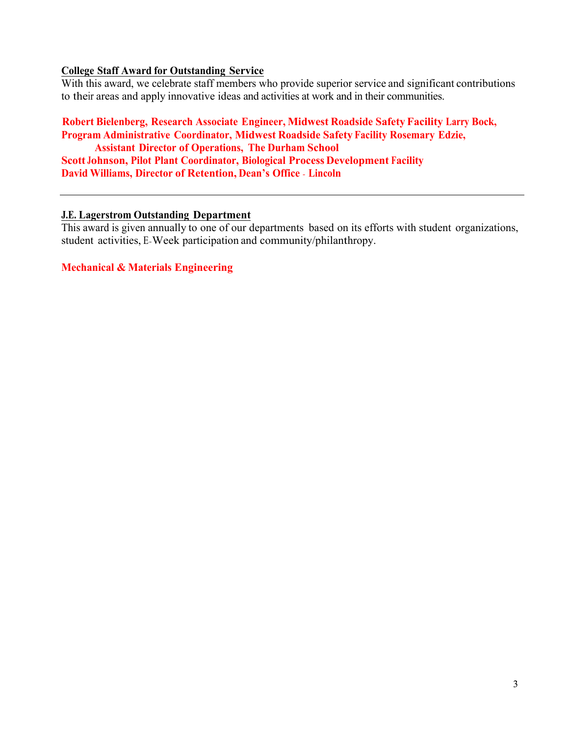**College Staff Award for Outstanding Service**

With this award, we celebrate staff members who provide superior service and significant contributions to their areas and apply innovative ideas and activities at work and in their communities.

**Robert Bielenberg, Research Associate Engineer, Midwest Roadside Safety Facility**
**Larry Bock, Program Administrative Coordinator, Midwest Roadside Safety Facility**
**Rosemary Edzie, Assistant Director of Operations, The Durham School**
**Scott Johnson, Pilot Plant Coordinator, Biological Process Development Facility**
**David Williams, Director of Retention, Dean's Office - Lincoln**

---

**J.E. Lagerstrom Outstanding Department**

This award is given annually to one of our departments based on its efforts with student organizations, student activities, E-Week participation and community/philanthropy.

**Mechanical & Materials Engineering**